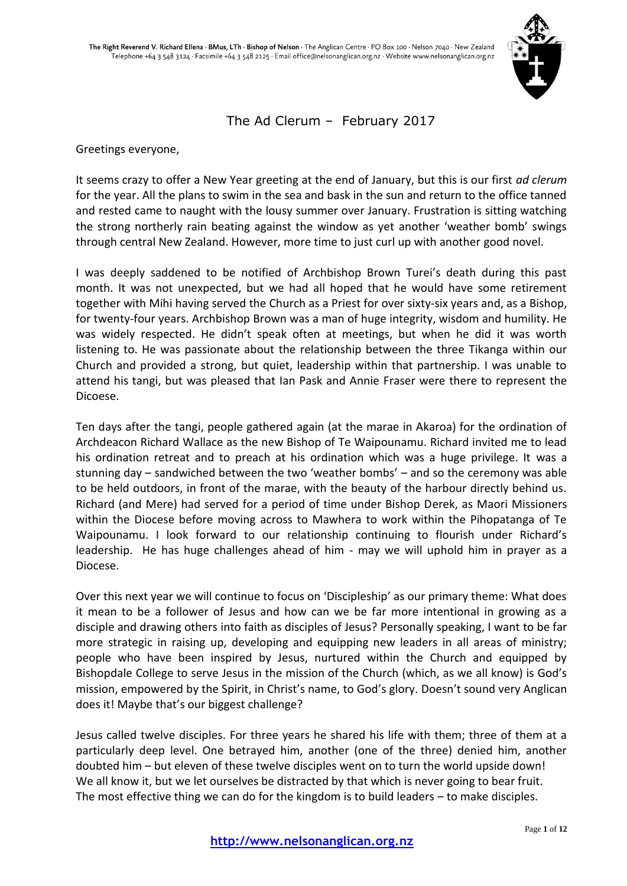The Right Reverend V. Richard Ellena · BMus, LTh · Bishop of Nelson · The Anglican Centre · PO Box 100 · Nelson 7040 · New Zealand
Telephone +64 3 548 3124 · Facsimile +64 3 548 2125 · Email office@nelsonanglican.org.nz · Website www.nelsonanglican.org.nz

# The Ad Clerum – February 2017

Greetings everyone,

It seems crazy to offer a New Year greeting at the end of January, but this is our first *ad clerum* for the year. All the plans to swim in the sea and bask in the sun and return to the office tanned and rested came to naught with the lousy summer over January. Frustration is sitting watching the strong northerly rain beating against the window as yet another 'weather bomb' swings through central New Zealand. However, more time to just curl up with another good novel.

I was deeply saddened to be notified of Archbishop Brown Turei's death during this past month. It was not unexpected, but we had all hoped that he would have some retirement together with Mihi having served the Church as a Priest for over sixty-six years and, as a Bishop, for twenty-four years. Archbishop Brown was a man of huge integrity, wisdom and humility. He was widely respected. He didn't speak often at meetings, but when he did it was worth listening to. He was passionate about the relationship between the three Tikanga within our Church and provided a strong, but quiet, leadership within that partnership. I was unable to attend his tangi, but was pleased that Ian Pask and Annie Fraser were there to represent the Dicoese.

Ten days after the tangi, people gathered again (at the marae in Akaroa) for the ordination of Archdeacon Richard Wallace as the new Bishop of Te Waipounamu. Richard invited me to lead his ordination retreat and to preach at his ordination which was a huge privilege. It was a stunning day – sandwiched between the two 'weather bombs' – and so the ceremony was able to be held outdoors, in front of the marae, with the beauty of the harbour directly behind us. Richard (and Mere) had served for a period of time under Bishop Derek, as Maori Missioners within the Diocese before moving across to Mawhera to work within the Pihopatanga of Te Waipounamu. I look forward to our relationship continuing to flourish under Richard's leadership. He has huge challenges ahead of him - may we will uphold him in prayer as a Diocese.

Over this next year we will continue to focus on 'Discipleship' as our primary theme: What does it mean to be a follower of Jesus and how can we be far more intentional in growing as a disciple and drawing others into faith as disciples of Jesus? Personally speaking, I want to be far more strategic in raising up, developing and equipping new leaders in all areas of ministry; people who have been inspired by Jesus, nurtured within the Church and equipped by Bishopdale College to serve Jesus in the mission of the Church (which, as we all know) is God's mission, empowered by the Spirit, in Christ's name, to God's glory. Doesn't sound very Anglican does it! Maybe that's our biggest challenge?

Jesus called twelve disciples. For three years he shared his life with them; three of them at a particularly deep level. One betrayed him, another (one of the three) denied him, another doubted him – but eleven of these twelve disciples went on to turn the world upside down!
We all know it, but we let ourselves be distracted by that which is never going to bear fruit.
The most effective thing we can do for the kingdom is to build leaders – to make disciples.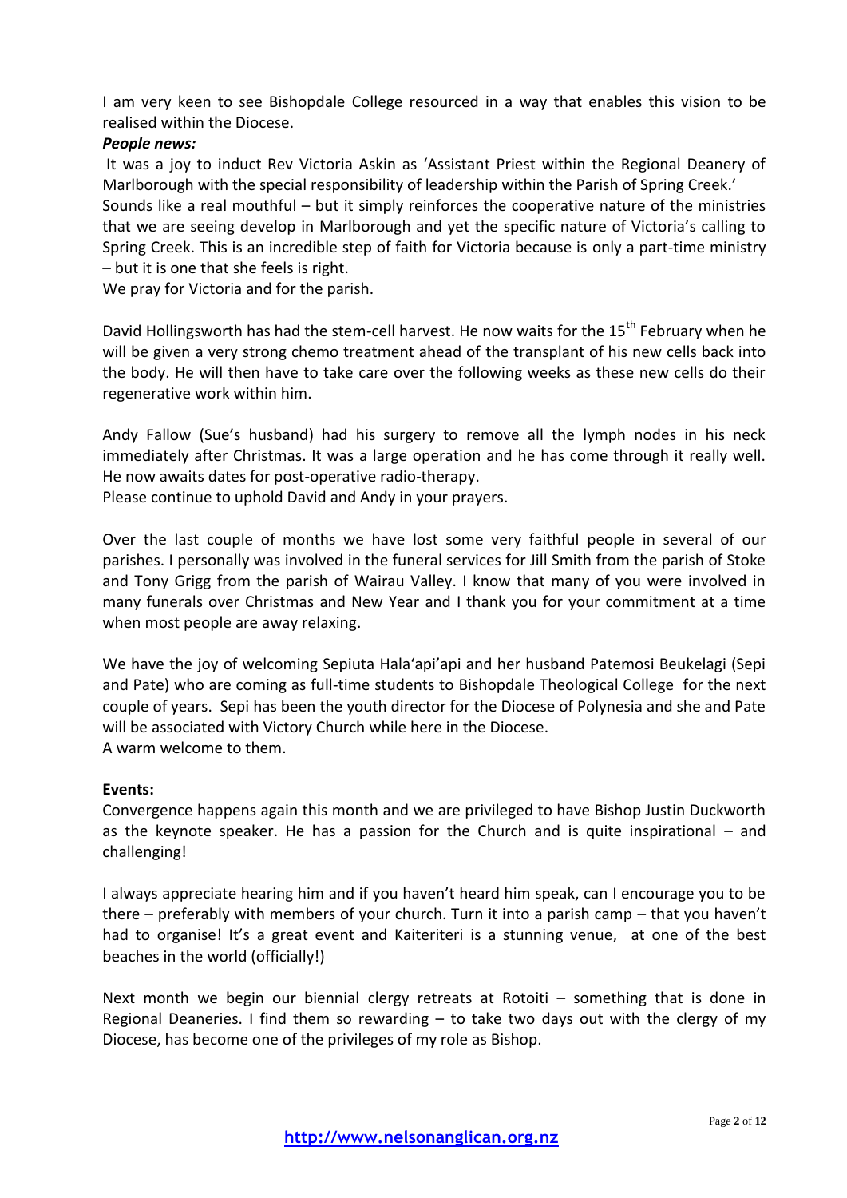I am very keen to see Bishopdale College resourced in a way that enables this vision to be realised within the Diocese.

***People news:***

It was a joy to induct Rev Victoria Askin as 'Assistant Priest within the Regional Deanery of Marlborough with the special responsibility of leadership within the Parish of Spring Creek.'
Sounds like a real mouthful – but it simply reinforces the cooperative nature of the ministries that we are seeing develop in Marlborough and yet the specific nature of Victoria's calling to Spring Creek. This is an incredible step of faith for Victoria because is only a part-time ministry – but it is one that she feels is right.
We pray for Victoria and for the parish.

David Hollingsworth has had the stem-cell harvest. He now waits for the 15th February when he will be given a very strong chemo treatment ahead of the transplant of his new cells back into the body. He will then have to take care over the following weeks as these new cells do their regenerative work within him.

Andy Fallow (Sue's husband) had his surgery to remove all the lymph nodes in his neck immediately after Christmas. It was a large operation and he has come through it really well. He now awaits dates for post-operative radio-therapy.
Please continue to uphold David and Andy in your prayers.

Over the last couple of months we have lost some very faithful people in several of our parishes. I personally was involved in the funeral services for Jill Smith from the parish of Stoke and Tony Grigg from the parish of Wairau Valley. I know that many of you were involved in many funerals over Christmas and New Year and I thank you for your commitment at a time when most people are away relaxing.

We have the joy of welcoming Sepiuta Hala'api'api and her husband Patemosi Beukelagi (Sepi and Pate) who are coming as full-time students to Bishopdale Theological College for the next couple of years. Sepi has been the youth director for the Diocese of Polynesia and she and Pate will be associated with Victory Church while here in the Diocese.
A warm welcome to them.

**Events:**

Convergence happens again this month and we are privileged to have Bishop Justin Duckworth as the keynote speaker. He has a passion for the Church and is quite inspirational – and challenging!

I always appreciate hearing him and if you haven't heard him speak, can I encourage you to be there – preferably with members of your church. Turn it into a parish camp – that you haven't had to organise! It's a great event and Kaiteriteri is a stunning venue, at one of the best beaches in the world (officially!)

Next month we begin our biennial clergy retreats at Rotoiti – something that is done in Regional Deaneries. I find them so rewarding – to take two days out with the clergy of my Diocese, has become one of the privileges of my role as Bishop.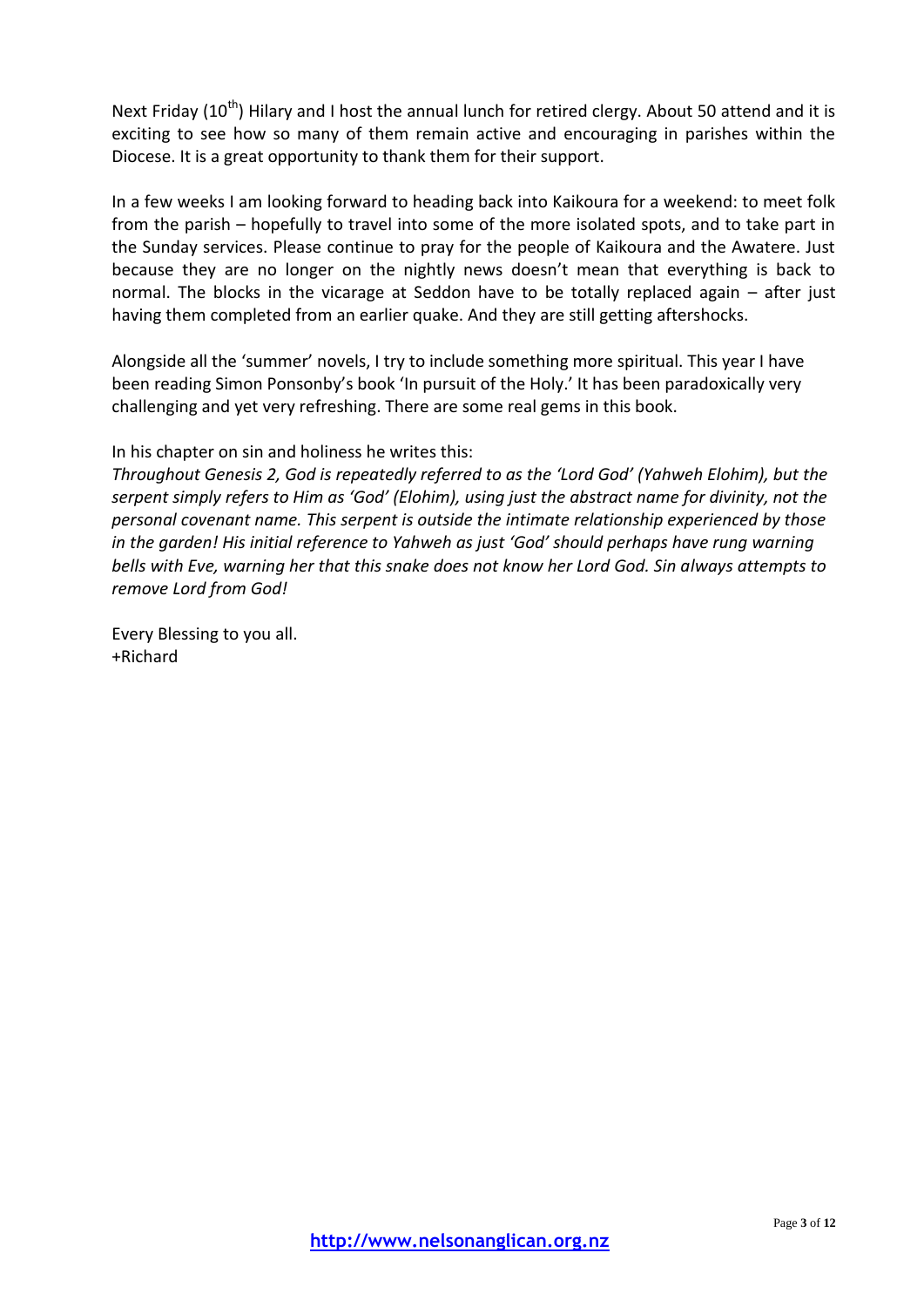Next Friday (10th) Hilary and I host the annual lunch for retired clergy. About 50 attend and it is exciting to see how so many of them remain active and encouraging in parishes within the Diocese. It is a great opportunity to thank them for their support.

In a few weeks I am looking forward to heading back into Kaikoura for a weekend: to meet folk from the parish – hopefully to travel into some of the more isolated spots, and to take part in the Sunday services. Please continue to pray for the people of Kaikoura and the Awatere. Just because they are no longer on the nightly news doesn't mean that everything is back to normal. The blocks in the vicarage at Seddon have to be totally replaced again – after just having them completed from an earlier quake. And they are still getting aftershocks.

Alongside all the 'summer' novels, I try to include something more spiritual. This year I have been reading Simon Ponsonby's book 'In pursuit of the Holy.' It has been paradoxically very challenging and yet very refreshing. There are some real gems in this book.

In his chapter on sin and holiness he writes this:
*Throughout Genesis 2, God is repeatedly referred to as the 'Lord God' (Yahweh Elohim), but the serpent simply refers to Him as 'God' (Elohim), using just the abstract name for divinity, not the personal covenant name. This serpent is outside the intimate relationship experienced by those in the garden! His initial reference to Yahweh as just 'God' should perhaps have rung warning bells with Eve, warning her that this snake does not know her Lord God. Sin always attempts to remove Lord from God!*

Every Blessing to you all.
+Richard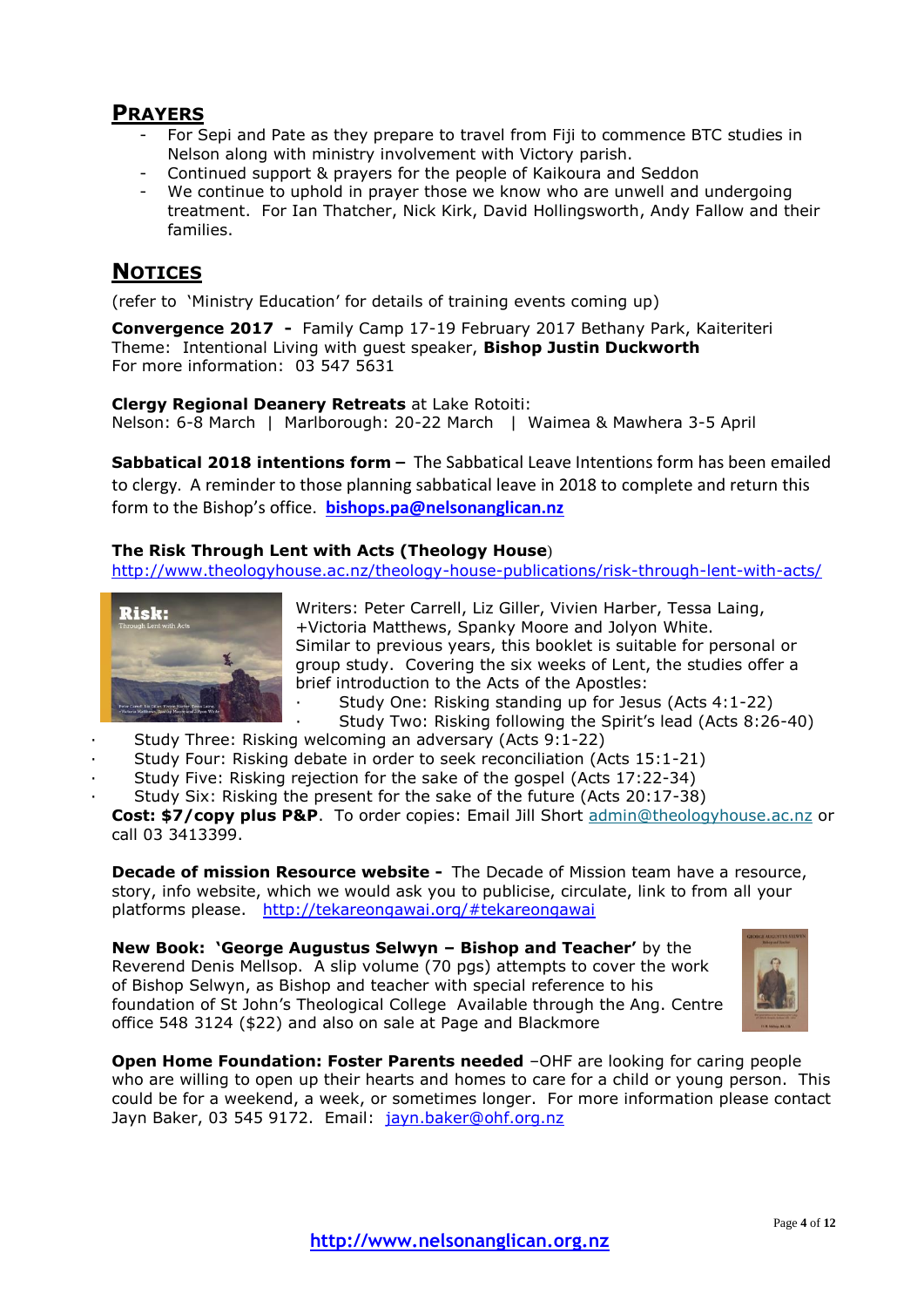## Prayers

- For Sepi and Pate as they prepare to travel from Fiji to commence BTC studies in Nelson along with ministry involvement with Victory parish.
- Continued support & prayers for the people of Kaikoura and Seddon
- We continue to uphold in prayer those we know who are unwell and undergoing treatment. For Ian Thatcher, Nick Kirk, David Hollingsworth, Andy Fallow and their families.

## Notices

(refer to 'Ministry Education' for details of training events coming up)

**Convergence 2017 -** Family Camp 17-19 February 2017 Bethany Park, Kaiteriteri
Theme: Intentional Living with guest speaker, **Bishop Justin Duckworth**
For more information: 03 547 5631

**Clergy Regional Deanery Retreats** at Lake Rotoiti:
Nelson: 6-8 March | Marlborough: 20-22 March | Waimea & Mawhera 3-5 April

**Sabbatical 2018 intentions form –** The Sabbatical Leave Intentions form has been emailed to clergy. A reminder to those planning sabbatical leave in 2018 to complete and return this form to the Bishop's office. **bishops.pa@nelsonanglican.nz**

**The Risk Through Lent with Acts (Theology House**)
http://www.theologyhouse.ac.nz/theology-house-publications/risk-through-lent-with-acts/

Writers: Peter Carrell, Liz Giller, Vivien Harber, Tessa Laing, +Victoria Matthews, Spanky Moore and Jolyon White.
Similar to previous years, this booklet is suitable for personal or group study. Covering the six weeks of Lent, the studies offer a brief introduction to the Acts of the Apostles:

- Study One: Risking standing up for Jesus (Acts 4:1-22)
- Study Two: Risking following the Spirit's lead (Acts 8:26-40)
- Study Three: Risking welcoming an adversary (Acts 9:1-22)
- Study Four: Risking debate in order to seek reconciliation (Acts 15:1-21)
- Study Five: Risking rejection for the sake of the gospel (Acts 17:22-34)
- Study Six: Risking the present for the sake of the future (Acts 20:17-38)

**Cost: $7/copy plus P&P**. To order copies: Email Jill Short admin@theologyhouse.ac.nz or call 03 3413399.

**Decade of mission Resource website -** The Decade of Mission team have a resource, story, info website, which we would ask you to publicise, circulate, link to from all your platforms please. http://tekareongawai.org/#tekareongawai

**New Book: 'George Augustus Selwyn – Bishop and Teacher'** by the Reverend Denis Mellsop. A slip volume (70 pgs) attempts to cover the work of Bishop Selwyn, as Bishop and teacher with special reference to his foundation of St John's Theological College Available through the Ang. Centre office 548 3124 ($22) and also on sale at Page and Blackmore

**Open Home Foundation: Foster Parents needed** –OHF are looking for caring people who are willing to open up their hearts and homes to care for a child or young person. This could be for a weekend, a week, or sometimes longer. For more information please contact Jayn Baker, 03 545 9172. Email: jayn.baker@ohf.org.nz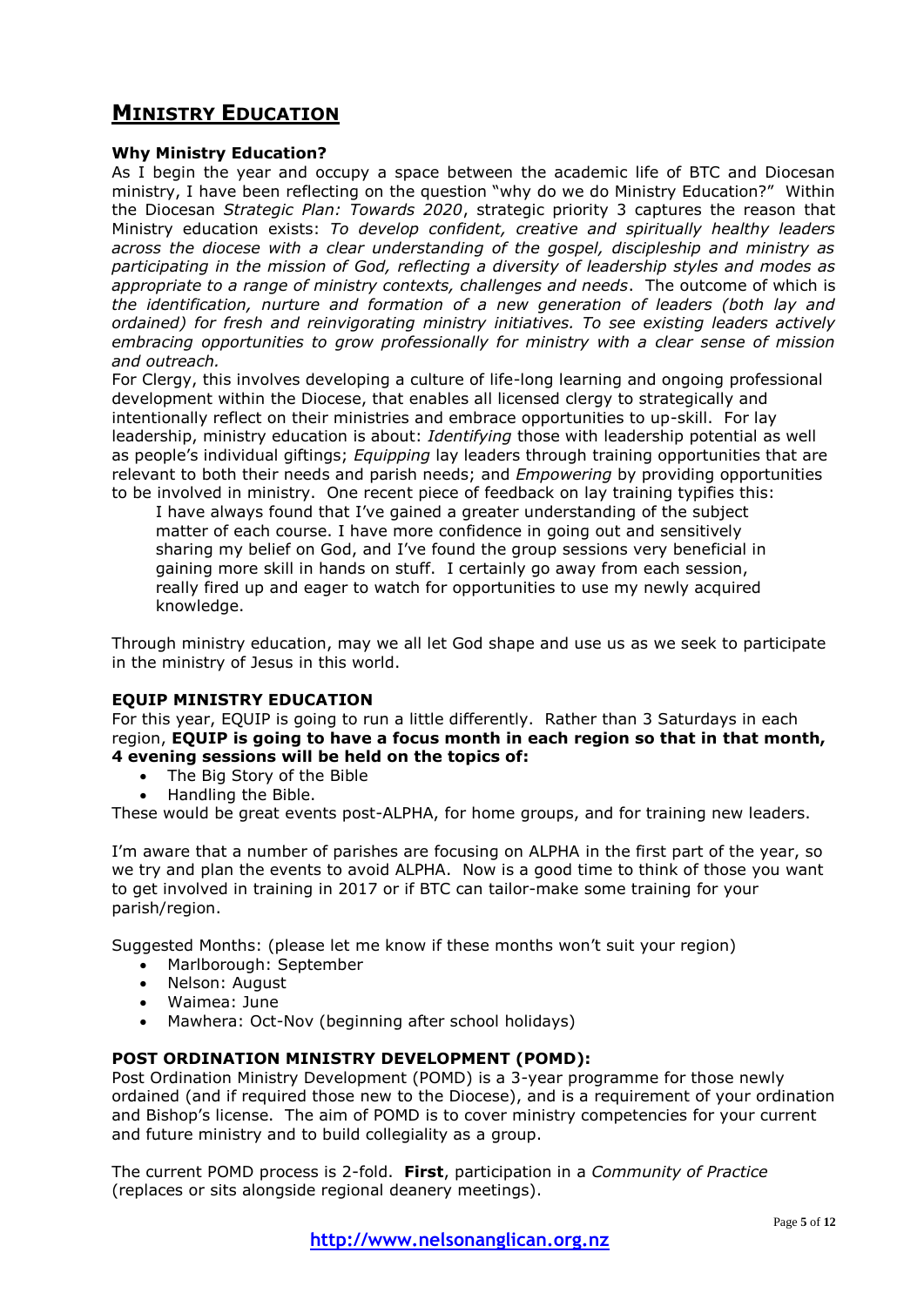## MINISTRY EDUCATION

### Why Ministry Education?

As I begin the year and occupy a space between the academic life of BTC and Diocesan ministry, I have been reflecting on the question "why do we do Ministry Education?" Within the Diocesan *Strategic Plan: Towards 2020*, strategic priority 3 captures the reason that Ministry education exists: *To develop confident, creative and spiritually healthy leaders across the diocese with a clear understanding of the gospel, discipleship and ministry as participating in the mission of God, reflecting a diversity of leadership styles and modes as appropriate to a range of ministry contexts, challenges and needs*. The outcome of which is *the identification, nurture and formation of a new generation of leaders (both lay and ordained) for fresh and reinvigorating ministry initiatives. To see existing leaders actively embracing opportunities to grow professionally for ministry with a clear sense of mission and outreach.*

For Clergy, this involves developing a culture of life-long learning and ongoing professional development within the Diocese, that enables all licensed clergy to strategically and intentionally reflect on their ministries and embrace opportunities to up-skill. For lay leadership, ministry education is about: *Identifying* those with leadership potential as well as people's individual giftings; *Equipping* lay leaders through training opportunities that are relevant to both their needs and parish needs; and *Empowering* by providing opportunities to be involved in ministry. One recent piece of feedback on lay training typifies this:

> I have always found that I've gained a greater understanding of the subject matter of each course. I have more confidence in going out and sensitively sharing my belief on God, and I've found the group sessions very beneficial in gaining more skill in hands on stuff. I certainly go away from each session, really fired up and eager to watch for opportunities to use my newly acquired knowledge.

Through ministry education, may we all let God shape and use us as we seek to participate in the ministry of Jesus in this world.

### EQUIP MINISTRY EDUCATION

For this year, EQUIP is going to run a little differently. Rather than 3 Saturdays in each region, **EQUIP is going to have a focus month in each region so that in that month, 4 evening sessions will be held on the topics of:**

- The Big Story of the Bible
- Handling the Bible.

These would be great events post-ALPHA, for home groups, and for training new leaders.

I'm aware that a number of parishes are focusing on ALPHA in the first part of the year, so we try and plan the events to avoid ALPHA. Now is a good time to think of those you want to get involved in training in 2017 or if BTC can tailor-make some training for your parish/region.

Suggested Months: (please let me know if these months won't suit your region)

- Marlborough: September
- Nelson: August
- Waimea: June
- Mawhera: Oct-Nov (beginning after school holidays)

### POST ORDINATION MINISTRY DEVELOPMENT (POMD):

Post Ordination Ministry Development (POMD) is a 3-year programme for those newly ordained (and if required those new to the Diocese), and is a requirement of your ordination and Bishop's license. The aim of POMD is to cover ministry competencies for your current and future ministry and to build collegiality as a group.

The current POMD process is 2-fold. **First**, participation in a *Community of Practice* (replaces or sits alongside regional deanery meetings).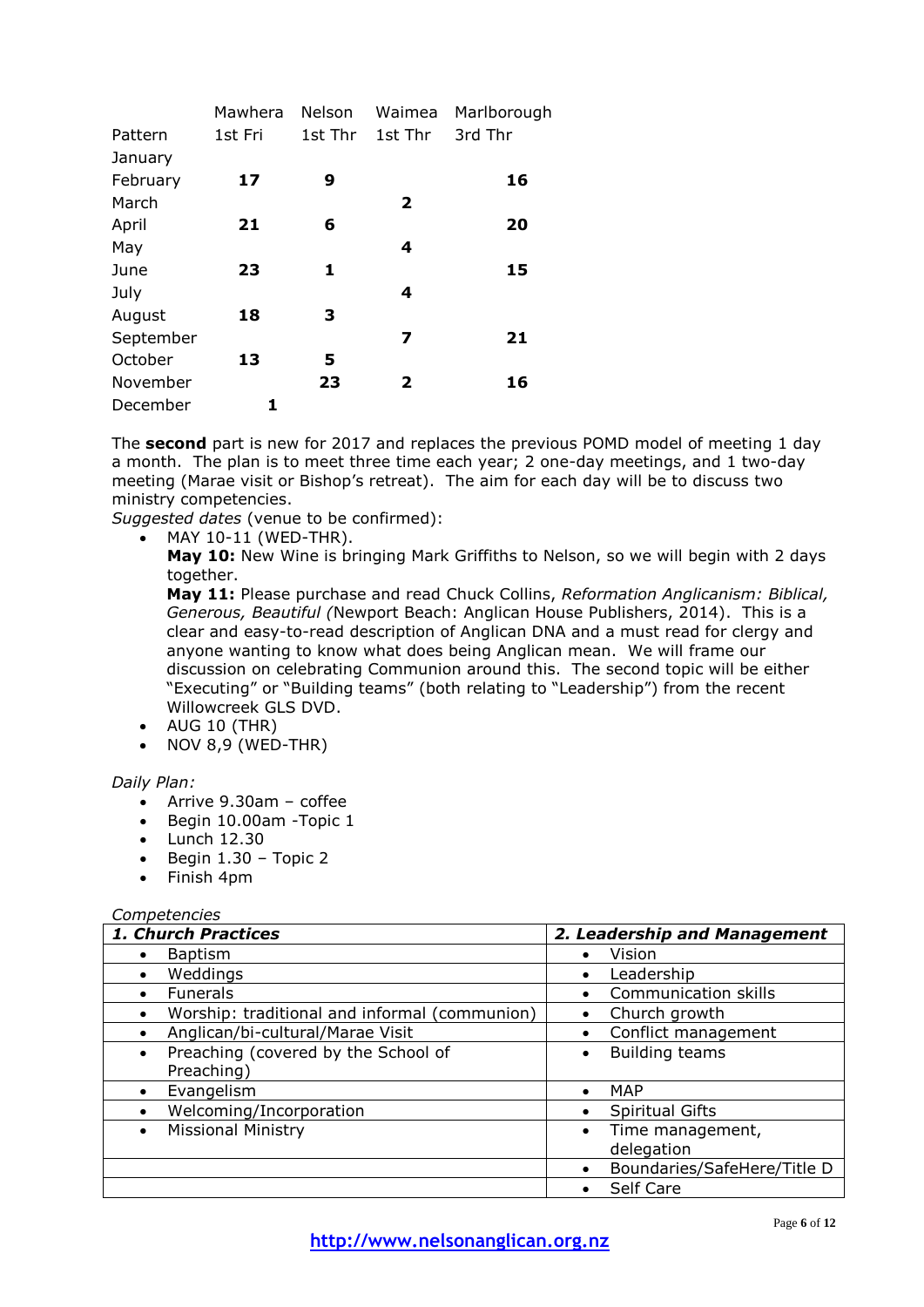| | Mawhera | Nelson | Waimea | Marlborough |
|---|---|---|---|---|
| Pattern | 1st Fri | 1st Thr | 1st Thr | 3rd Thr |
| January | | | | |
| February | **17** | **9** | | **16** |
| March | | | **2** | |
| April | **21** | **6** | | **20** |
| May | | | **4** | |
| June | **23** | **1** | | **15** |
| July | | | **4** | |
| August | **18** | **3** | | |
| September | | | **7** | **21** |
| October | **13** | **5** | | |
| November | | **23** | **2** | **16** |
| December | **1** | | | |

The **second** part is new for 2017 and replaces the previous POMD model of meeting 1 day a month. The plan is to meet three time each year; 2 one-day meetings, and 1 two-day meeting (Marae visit or Bishop's retreat). The aim for each day will be to discuss two ministry competencies.

*Suggested dates* (venue to be confirmed):

- MAY 10-11 (WED-THR).
  **May 10:** New Wine is bringing Mark Griffiths to Nelson, so we will begin with 2 days together.
  **May 11:** Please purchase and read Chuck Collins, *Reformation Anglicanism: Biblical, Generous, Beautiful (*Newport Beach: Anglican House Publishers, 2014). This is a clear and easy-to-read description of Anglican DNA and a must read for clergy and anyone wanting to know what does being Anglican mean. We will frame our discussion on celebrating Communion around this. The second topic will be either "Executing" or "Building teams" (both relating to "Leadership") from the recent Willowcreek GLS DVD.
- AUG 10 (THR)
- NOV 8,9 (WED-THR)

*Daily Plan:*

- Arrive 9.30am – coffee
- Begin 10.00am -Topic 1
- Lunch 12.30
- Begin 1.30 – Topic 2
- Finish 4pm

*Competencies*

| ***1. Church Practices*** | ***2. Leadership and Management*** |
|---|---|
| • Baptism | • Vision |
| • Weddings | • Leadership |
| • Funerals | • Communication skills |
| • Worship: traditional and informal (communion) | • Church growth |
| • Anglican/bi-cultural/Marae Visit | • Conflict management |
| • Preaching (covered by the School of Preaching) | • Building teams |
| • Evangelism | • MAP |
| • Welcoming/Incorporation | • Spiritual Gifts |
| • Missional Ministry | • Time management, delegation |
| | • Boundaries/SafeHere/Title D |
| | • Self Care |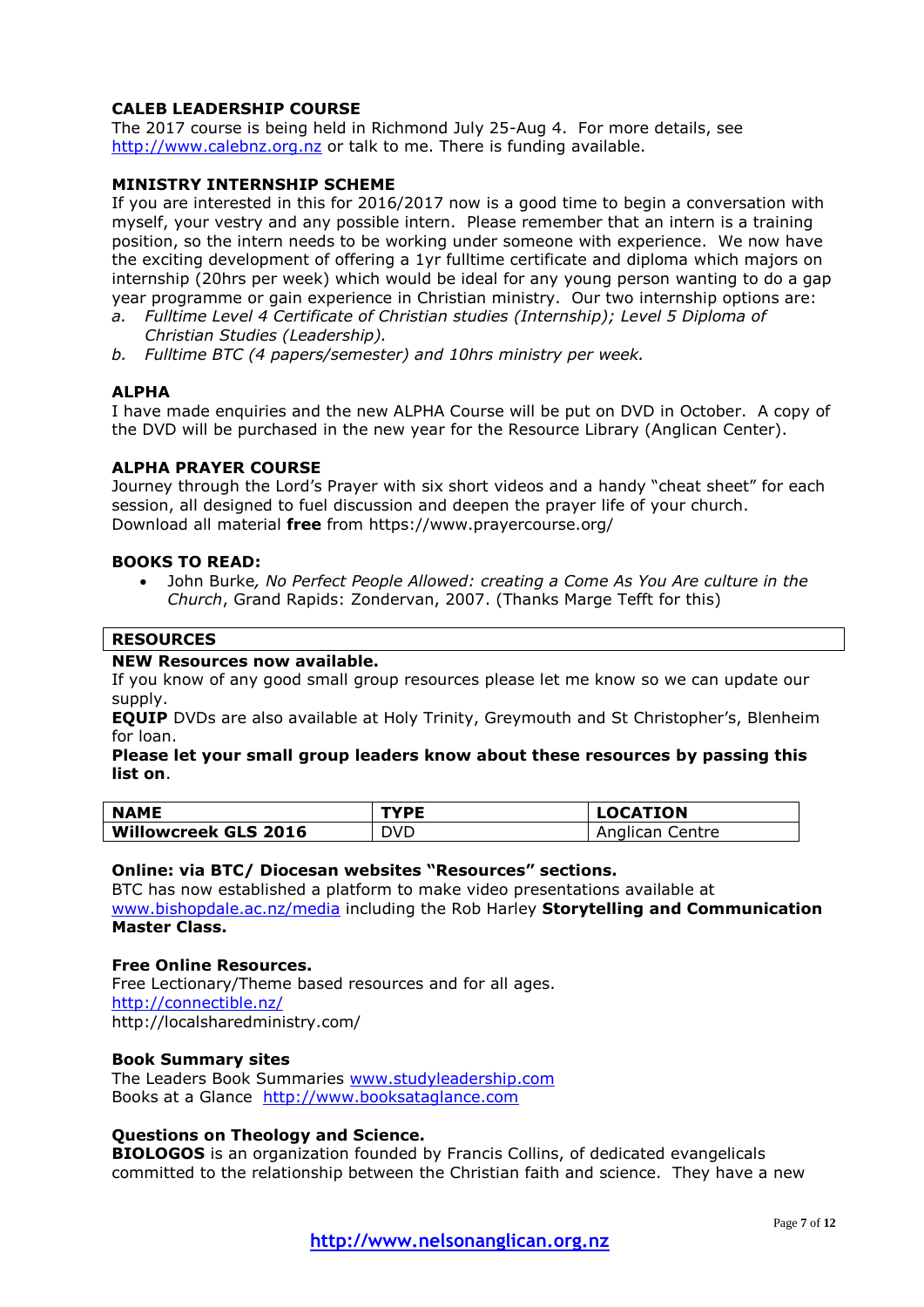**CALEB LEADERSHIP COURSE**

The 2017 course is being held in Richmond July 25-Aug 4. For more details, see http://www.calebnz.org.nz or talk to me. There is funding available.

**MINISTRY INTERNSHIP SCHEME**

If you are interested in this for 2016/2017 now is a good time to begin a conversation with myself, your vestry and any possible intern. Please remember that an intern is a training position, so the intern needs to be working under someone with experience. We now have the exciting development of offering a 1yr fulltime certificate and diploma which majors on internship (20hrs per week) which would be ideal for any young person wanting to do a gap year programme or gain experience in Christian ministry. Our two internship options are:

a. *Fulltime Level 4 Certificate of Christian studies (Internship); Level 5 Diploma of Christian Studies (Leadership).*
b. *Fulltime BTC (4 papers/semester) and 10hrs ministry per week.*

**ALPHA**

I have made enquiries and the new ALPHA Course will be put on DVD in October. A copy of the DVD will be purchased in the new year for the Resource Library (Anglican Center).

**ALPHA PRAYER COURSE**

Journey through the Lord's Prayer with six short videos and a handy "cheat sheet" for each session, all designed to fuel discussion and deepen the prayer life of your church. Download all material **free** from https://www.prayercourse.org/

**BOOKS TO READ:**

- John Burke, *No Perfect People Allowed: creating a Come As You Are culture in the Church*, Grand Rapids: Zondervan, 2007. (Thanks Marge Tefft for this)

**RESOURCES**

**NEW Resources now available.**

If you know of any good small group resources please let me know so we can update our supply.

**EQUIP** DVDs are also available at Holy Trinity, Greymouth and St Christopher's, Blenheim for loan.

**Please let your small group leaders know about these resources by passing this list on**.

| NAME | TYPE | LOCATION |
|---|---|---|
| **Willowcreek GLS 2016** | DVD | Anglican Centre |

**Online: via BTC/ Diocesan websites "Resources" sections.**

BTC has now established a platform to make video presentations available at www.bishopdale.ac.nz/media including the Rob Harley **Storytelling and Communication Master Class.**

**Free Online Resources.**

Free Lectionary/Theme based resources and for all ages.
http://connectible.nz/
http://localsharedministry.com/

**Book Summary sites**

The Leaders Book Summaries www.studyleadership.com
Books at a Glance http://www.booksataglance.com

**Questions on Theology and Science.**

**BIOLOGOS** is an organization founded by Francis Collins, of dedicated evangelicals committed to the relationship between the Christian faith and science. They have a new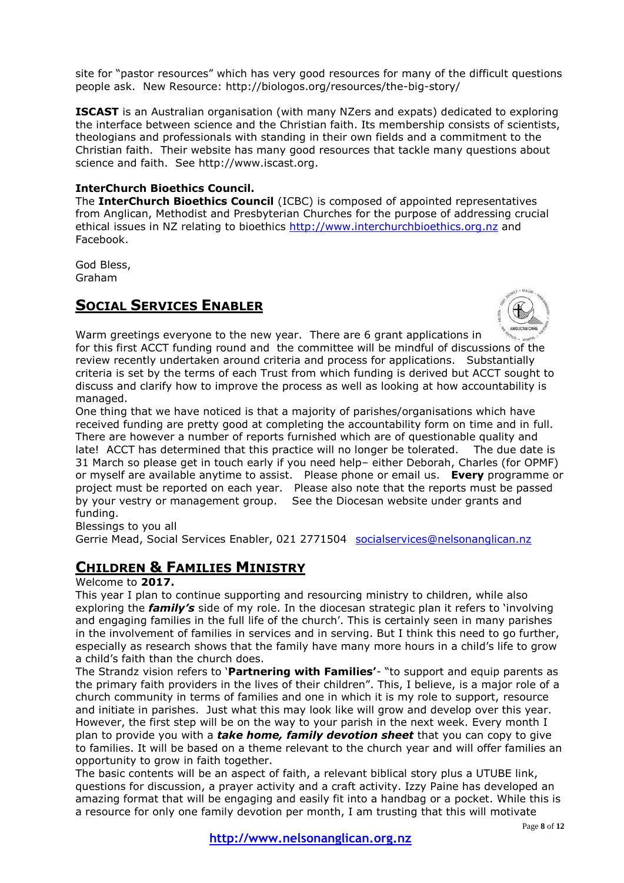site for "pastor resources" which has very good resources for many of the difficult questions people ask. New Resource: http://biologos.org/resources/the-big-story/

**ISCAST** is an Australian organisation (with many NZers and expats) dedicated to exploring the interface between science and the Christian faith. Its membership consists of scientists, theologians and professionals with standing in their own fields and a commitment to the Christian faith. Their website has many good resources that tackle many questions about science and faith. See http://www.iscast.org.

**InterChurch Bioethics Council.**

The **InterChurch Bioethics Council** (ICBC) is composed of appointed representatives from Anglican, Methodist and Presbyterian Churches for the purpose of addressing crucial ethical issues in NZ relating to bioethics http://www.interchurchbioethics.org.nz and Facebook.

God Bless,
Graham

## SOCIAL SERVICES ENABLER

Warm greetings everyone to the new year. There are 6 grant applications in for this first ACCT funding round and the committee will be mindful of discussions of the review recently undertaken around criteria and process for applications. Substantially criteria is set by the terms of each Trust from which funding is derived but ACCT sought to discuss and clarify how to improve the process as well as looking at how accountability is managed.

One thing that we have noticed is that a majority of parishes/organisations which have received funding are pretty good at completing the accountability form on time and in full. There are however a number of reports furnished which are of questionable quality and late! ACCT has determined that this practice will no longer be tolerated. The due date is 31 March so please get in touch early if you need help– either Deborah, Charles (for OPMF) or myself are available anytime to assist. Please phone or email us. **Every** programme or project must be reported on each year. Please also note that the reports must be passed by your vestry or management group. See the Diocesan website under grants and funding.

Blessings to you all

Gerrie Mead, Social Services Enabler, 021 2771504 socialservices@nelsonanglican.nz

## CHILDREN & FAMILIES MINISTRY

Welcome to **2017.**

This year I plan to continue supporting and resourcing ministry to children, while also exploring the ***family's*** side of my role. In the diocesan strategic plan it refers to 'involving and engaging families in the full life of the church'. This is certainly seen in many parishes in the involvement of families in services and in serving. But I think this need to go further, especially as research shows that the family have many more hours in a child's life to grow a child's faith than the church does.

The Strandz vision refers to '**Partnering with Families'**- "to support and equip parents as the primary faith providers in the lives of their children". This, I believe, is a major role of a church community in terms of families and one in which it is my role to support, resource and initiate in parishes. Just what this may look like will grow and develop over this year. However, the first step will be on the way to your parish in the next week. Every month I plan to provide you with a ***take home, family devotion sheet*** that you can copy to give to families. It will be based on a theme relevant to the church year and will offer families an opportunity to grow in faith together.

The basic contents will be an aspect of faith, a relevant biblical story plus a UTUBE link, questions for discussion, a prayer activity and a craft activity. Izzy Paine has developed an amazing format that will be engaging and easily fit into a handbag or a pocket. While this is a resource for only one family devotion per month, I am trusting that this will motivate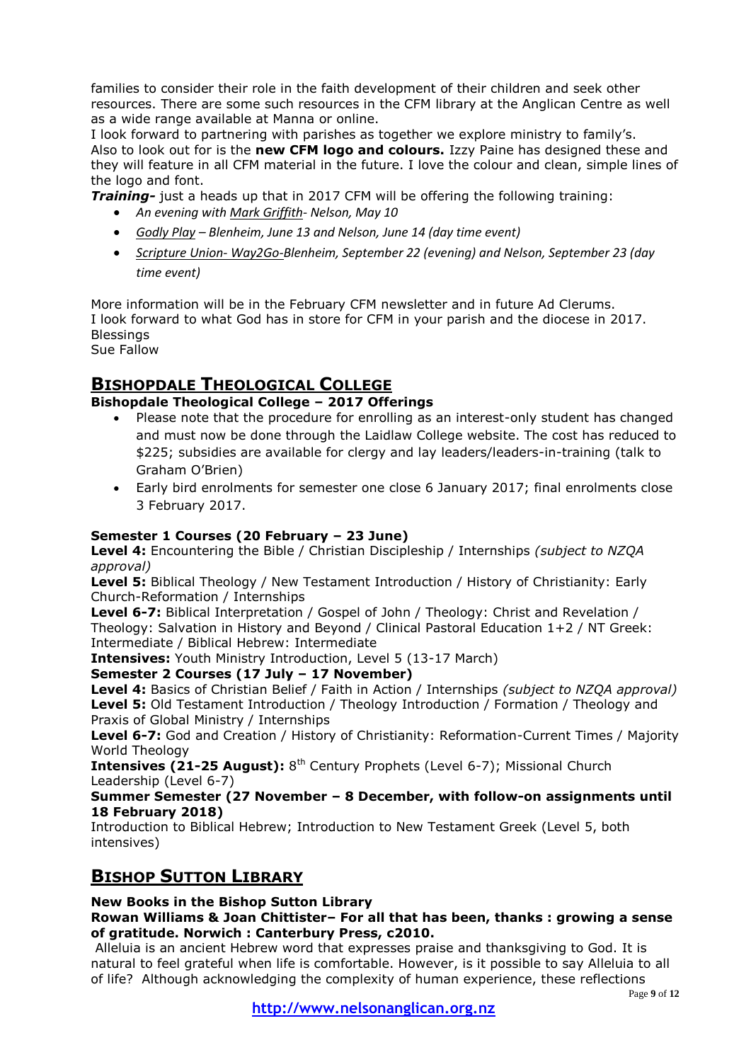families to consider their role in the faith development of their children and seek other resources. There are some such resources in the CFM library at the Anglican Centre as well as a wide range available at Manna or online.
I look forward to partnering with parishes as together we explore ministry to family's.
Also to look out for is the **new CFM logo and colours.** Izzy Paine has designed these and they will feature in all CFM material in the future. I love the colour and clean, simple lines of the logo and font.

***Training-*** just a heads up that in 2017 CFM will be offering the following training:

- *An evening with Mark Griffith- Nelson, May 10*
- *Godly Play – Blenheim, June 13 and Nelson, June 14 (day time event)*
- *Scripture Union- Way2Go-Blenheim, September 22 (evening) and Nelson, September 23 (day time event)*

More information will be in the February CFM newsletter and in future Ad Clerums.
I look forward to what God has in store for CFM in your parish and the diocese in 2017.
Blessings
Sue Fallow

## BISHOPDALE THEOLOGICAL COLLEGE

**Bishopdale Theological College – 2017 Offerings**

- Please note that the procedure for enrolling as an interest-only student has changed and must now be done through the Laidlaw College website. The cost has reduced to $225; subsidies are available for clergy and lay leaders/leaders-in-training (talk to Graham O'Brien)
- Early bird enrolments for semester one close 6 January 2017; final enrolments close 3 February 2017.

**Semester 1 Courses (20 February – 23 June)**
**Level 4:** Encountering the Bible / Christian Discipleship / Internships *(subject to NZQA approval)*
**Level 5:** Biblical Theology / New Testament Introduction / History of Christianity: Early Church-Reformation / Internships
**Level 6-7:** Biblical Interpretation / Gospel of John / Theology: Christ and Revelation / Theology: Salvation in History and Beyond / Clinical Pastoral Education 1+2 / NT Greek: Intermediate / Biblical Hebrew: Intermediate
**Intensives:** Youth Ministry Introduction, Level 5 (13-17 March)
**Semester 2 Courses (17 July – 17 November)**
**Level 4:** Basics of Christian Belief / Faith in Action / Internships *(subject to NZQA approval)*
**Level 5:** Old Testament Introduction / Theology Introduction / Formation / Theology and Praxis of Global Ministry / Internships
**Level 6-7:** God and Creation / History of Christianity: Reformation-Current Times / Majority World Theology
**Intensives (21-25 August):** 8th Century Prophets (Level 6-7); Missional Church Leadership (Level 6-7)
**Summer Semester (27 November – 8 December, with follow-on assignments until 18 February 2018)**
Introduction to Biblical Hebrew; Introduction to New Testament Greek (Level 5, both intensives)

## BISHOP SUTTON LIBRARY

**New Books in the Bishop Sutton Library**
**Rowan Williams & Joan Chittister– For all that has been, thanks : growing a sense of gratitude. Norwich : Canterbury Press, c2010.**
Alleluia is an ancient Hebrew word that expresses praise and thanksgiving to God. It is natural to feel grateful when life is comfortable. However, is it possible to say Alleluia to all of life? Although acknowledging the complexity of human experience, these reflections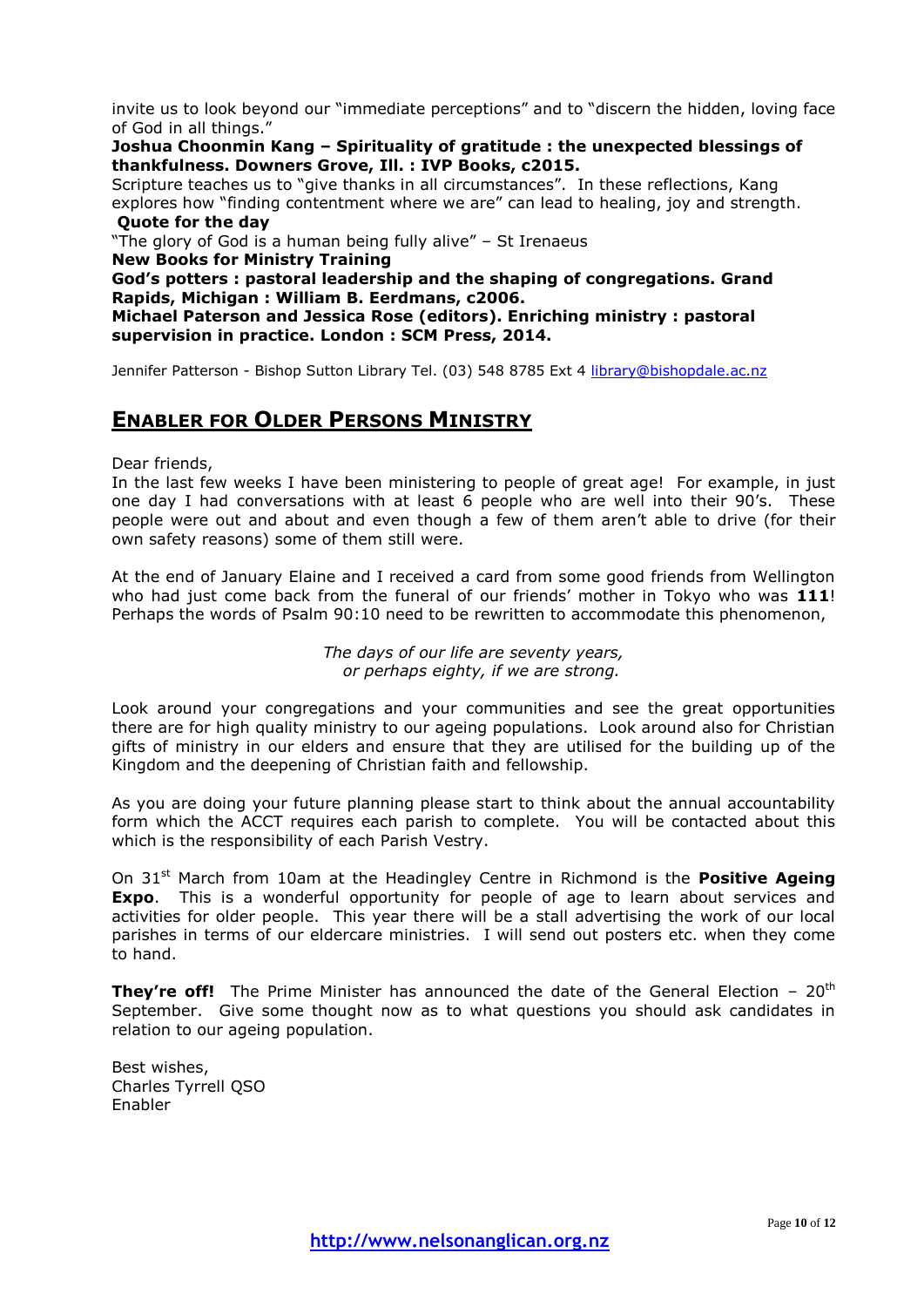invite us to look beyond our "immediate perceptions" and to "discern the hidden, loving face of God in all things."

**Joshua Choonmin Kang – Spirituality of gratitude : the unexpected blessings of thankfulness. Downers Grove, Ill. : IVP Books, c2015.**

Scripture teaches us to "give thanks in all circumstances". In these reflections, Kang explores how "finding contentment where we are" can lead to healing, joy and strength.

**Quote for the day**

"The glory of God is a human being fully alive" – St Irenaeus

**New Books for Ministry Training**

**God's potters : pastoral leadership and the shaping of congregations. Grand Rapids, Michigan : William B. Eerdmans, c2006.**

**Michael Paterson and Jessica Rose (editors). Enriching ministry : pastoral supervision in practice. London : SCM Press, 2014.**

Jennifer Patterson - Bishop Sutton Library Tel. (03) 548 8785 Ext 4 library@bishopdale.ac.nz

## ENABLER FOR OLDER PERSONS MINISTRY

Dear friends,

In the last few weeks I have been ministering to people of great age! For example, in just one day I had conversations with at least 6 people who are well into their 90's. These people were out and about and even though a few of them aren't able to drive (for their own safety reasons) some of them still were.

At the end of January Elaine and I received a card from some good friends from Wellington who had just come back from the funeral of our friends' mother in Tokyo who was **111**! Perhaps the words of Psalm 90:10 need to be rewritten to accommodate this phenomenon,

*The days of our life are seventy years,*
*or perhaps eighty, if we are strong.*

Look around your congregations and your communities and see the great opportunities there are for high quality ministry to our ageing populations. Look around also for Christian gifts of ministry in our elders and ensure that they are utilised for the building up of the Kingdom and the deepening of Christian faith and fellowship.

As you are doing your future planning please start to think about the annual accountability form which the ACCT requires each parish to complete. You will be contacted about this which is the responsibility of each Parish Vestry.

On 31st March from 10am at the Headingley Centre in Richmond is the **Positive Ageing Expo**. This is a wonderful opportunity for people of age to learn about services and activities for older people. This year there will be a stall advertising the work of our local parishes in terms of our eldercare ministries. I will send out posters etc. when they come to hand.

**They're off!** The Prime Minister has announced the date of the General Election – 20th September. Give some thought now as to what questions you should ask candidates in relation to our ageing population.

Best wishes,
Charles Tyrrell QSO
Enabler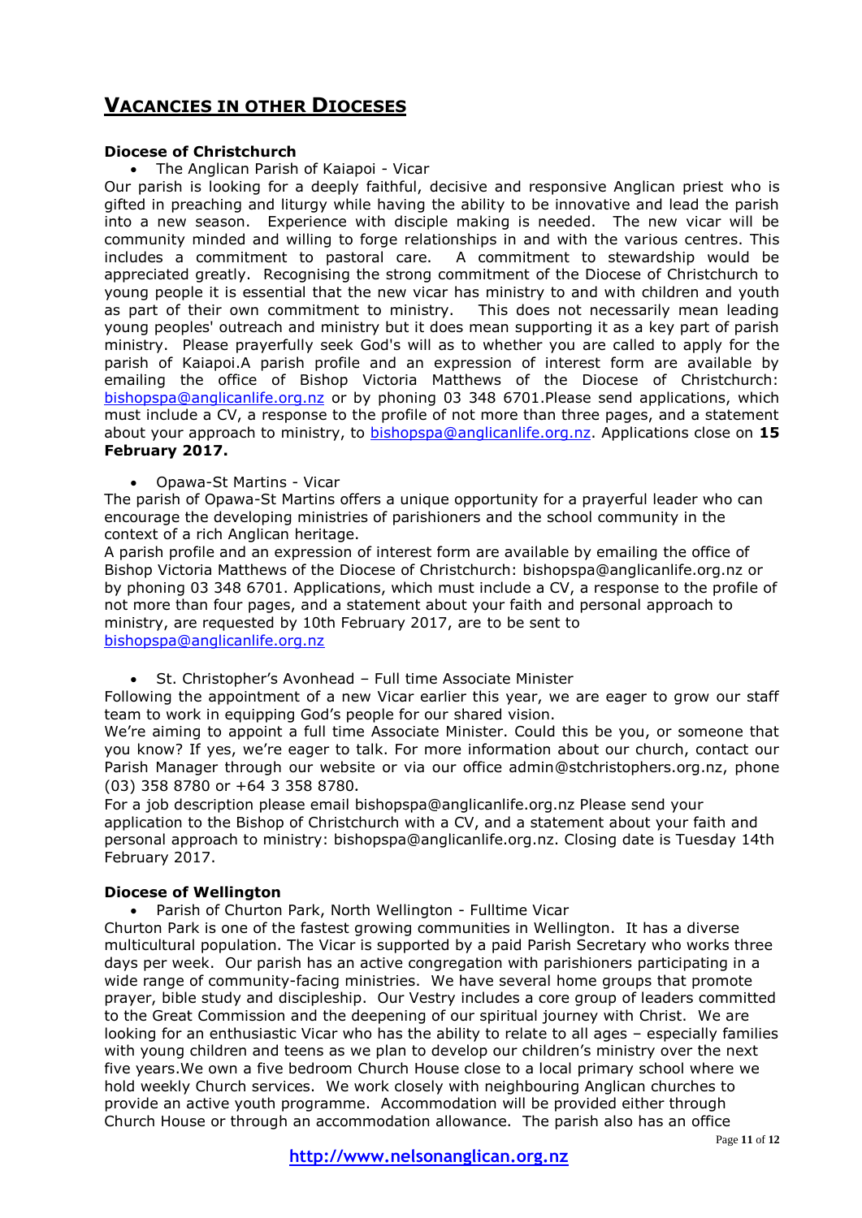# VACANCIES IN OTHER DIOCESES

**Diocese of Christchurch**

- The Anglican Parish of Kaiapoi - Vicar

Our parish is looking for a deeply faithful, decisive and responsive Anglican priest who is gifted in preaching and liturgy while having the ability to be innovative and lead the parish into a new season. Experience with disciple making is needed. The new vicar will be community minded and willing to forge relationships in and with the various centres. This includes a commitment to pastoral care. A commitment to stewardship would be appreciated greatly. Recognising the strong commitment of the Diocese of Christchurch to young people it is essential that the new vicar has ministry to and with children and youth as part of their own commitment to ministry. This does not necessarily mean leading young peoples' outreach and ministry but it does mean supporting it as a key part of parish ministry. Please prayerfully seek God's will as to whether you are called to apply for the parish of Kaiapoi.A parish profile and an expression of interest form are available by emailing the office of Bishop Victoria Matthews of the Diocese of Christchurch: bishopspa@anglicanlife.org.nz or by phoning 03 348 6701.Please send applications, which must include a CV, a response to the profile of not more than three pages, and a statement about your approach to ministry, to bishopspa@anglicanlife.org.nz. Applications close on **15 February 2017.**

- Opawa-St Martins - Vicar

The parish of Opawa-St Martins offers a unique opportunity for a prayerful leader who can encourage the developing ministries of parishioners and the school community in the context of a rich Anglican heritage.

A parish profile and an expression of interest form are available by emailing the office of Bishop Victoria Matthews of the Diocese of Christchurch: bishopspa@anglicanlife.org.nz or by phoning 03 348 6701. Applications, which must include a CV, a response to the profile of not more than four pages, and a statement about your faith and personal approach to ministry, are requested by 10th February 2017, are to be sent to bishopspa@anglicanlife.org.nz

- St. Christopher's Avonhead – Full time Associate Minister

Following the appointment of a new Vicar earlier this year, we are eager to grow our staff team to work in equipping God's people for our shared vision.

We're aiming to appoint a full time Associate Minister. Could this be you, or someone that you know? If yes, we're eager to talk. For more information about our church, contact our Parish Manager through our website or via our office admin@stchristophers.org.nz, phone (03) 358 8780 or +64 3 358 8780.

For a job description please email bishopspa@anglicanlife.org.nz Please send your application to the Bishop of Christchurch with a CV, and a statement about your faith and personal approach to ministry: bishopspa@anglicanlife.org.nz. Closing date is Tuesday 14th February 2017.

**Diocese of Wellington**

- Parish of Churton Park, North Wellington - Fulltime Vicar

Churton Park is one of the fastest growing communities in Wellington. It has a diverse multicultural population. The Vicar is supported by a paid Parish Secretary who works three days per week. Our parish has an active congregation with parishioners participating in a wide range of community-facing ministries. We have several home groups that promote prayer, bible study and discipleship. Our Vestry includes a core group of leaders committed to the Great Commission and the deepening of our spiritual journey with Christ. We are looking for an enthusiastic Vicar who has the ability to relate to all ages – especially families with young children and teens as we plan to develop our children's ministry over the next five years.We own a five bedroom Church House close to a local primary school where we hold weekly Church services. We work closely with neighbouring Anglican churches to provide an active youth programme. Accommodation will be provided either through Church House or through an accommodation allowance. The parish also has an office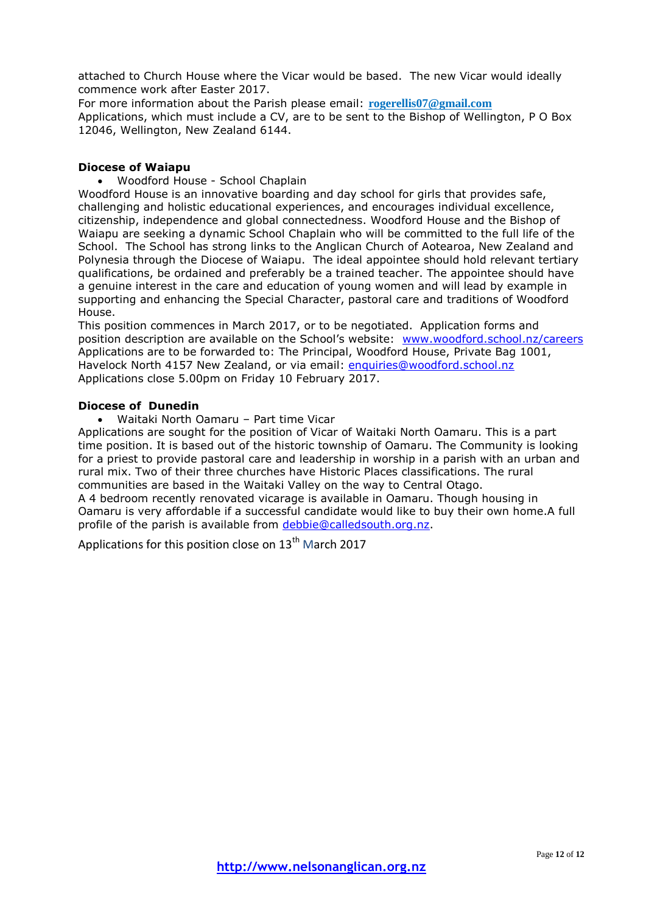attached to Church House where the Vicar would be based. The new Vicar would ideally commence work after Easter 2017.

For more information about the Parish please email: **rogerellis07@gmail.com**

Applications, which must include a CV, are to be sent to the Bishop of Wellington, P O Box 12046, Wellington, New Zealand 6144.

**Diocese of Waiapu**

- Woodford House - School Chaplain

Woodford House is an innovative boarding and day school for girls that provides safe, challenging and holistic educational experiences, and encourages individual excellence, citizenship, independence and global connectedness. Woodford House and the Bishop of Waiapu are seeking a dynamic School Chaplain who will be committed to the full life of the School. The School has strong links to the Anglican Church of Aotearoa, New Zealand and Polynesia through the Diocese of Waiapu. The ideal appointee should hold relevant tertiary qualifications, be ordained and preferably be a trained teacher. The appointee should have a genuine interest in the care and education of young women and will lead by example in supporting and enhancing the Special Character, pastoral care and traditions of Woodford House.

This position commences in March 2017, or to be negotiated. Application forms and position description are available on the School's website: www.woodford.school.nz/careers

Applications are to be forwarded to: The Principal, Woodford House, Private Bag 1001, Havelock North 4157 New Zealand, or via email: enquiries@woodford.school.nz

Applications close 5.00pm on Friday 10 February 2017.

**Diocese of Dunedin**

- Waitaki North Oamaru – Part time Vicar

Applications are sought for the position of Vicar of Waitaki North Oamaru. This is a part time position. It is based out of the historic township of Oamaru. The Community is looking for a priest to provide pastoral care and leadership in worship in a parish with an urban and rural mix. Two of their three churches have Historic Places classifications. The rural communities are based in the Waitaki Valley on the way to Central Otago.

A 4 bedroom recently renovated vicarage is available in Oamaru. Though housing in Oamaru is very affordable if a successful candidate would like to buy their own home.A full profile of the parish is available from debbie@calledsouth.org.nz.

Applications for this position close on 13th March 2017

http://www.nelsonanglican.org.nz